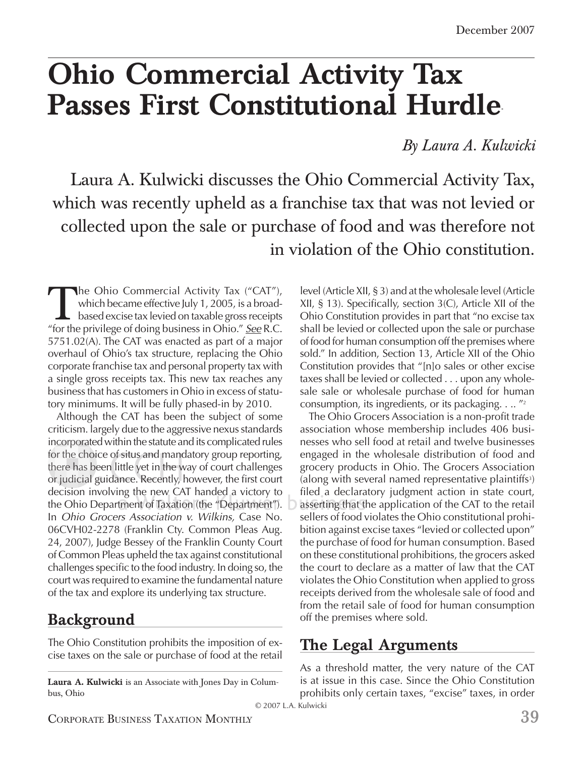# Ohio Commercial Activity Tax Passes First Constitutional Hurdle

*By Laura A. Kulwicki*

Laura A. Kulwicki discusses the Ohio Commercial Activity Tax, which was recently upheld as a franchise tax that was not levied or collected upon the sale or purchase of food and was therefore not in violation of the Ohio constitution.

The Ohio Commercial Activity Tax ("CAT"), which became effective July 1, 2005, is a broad-based excise tax levied on taxable gross receipts "for the privilege of doing business in Ohio." *See* R.C. 5751.02(A). The CAT was enacted as part of a major overhaul of Ohio's tax structure, replacing the Ohio corporate franchise tax and personal property tax with a single gross receipts tax. This new tax reaches any business that has customers in Ohio in excess of statutory minimums. It will be fully phased-in by 2010.

Although the CAT has been the subject of some criticism. largely due to the aggressive nexus standards incorporated within the statute and its complicated rules for the choice of situs and mandatory group reporting, there has been little yet in the way of court challenges or judicial guidance. Recently, however, the first court decision involving the new CAT handed a victory to the Ohio Department of Taxation (the "Department"). In *Ohio Grocers Association v. Wilkins,* Case No. 06CVH02-2278 (Franklin Cty. Common Pleas Aug. 24, 2007), Judge Bessey of the Franklin County Court of Common Pleas upheld the tax against constitutional challenges specific to the food industry. In doing so, the court was required to examine the fundamental nature of the tax and explore its underlying tax structure.

## Background

The Ohio Constitution prohibits the imposition of excise taxes on the sale or purchase of food at the retail level (Article XII, § 3) and at the wholesale level (Article XII, § 13). Specifically, section 3(C), Article XII of the Ohio Constitution provides in part that "no excise tax shall be levied or collected upon the sale or purchase of food for human consumption off the premises where sold." In addition, Section 13, Article XII of the Ohio Constitution provides that "[n]o sales or other excise taxes shall be levied or collected . . . upon any wholesale sale or wholesale purchase of food for human consumption, its ingredients, or its packaging. . .. "[2]

The Ohio Grocers Association is a non-profit trade association whose membership includes 406 businesses who sell food at retail and twelve businesses engaged in the wholesale distribution of food and grocery products in Ohio. The Grocers Association (along with several named representative plaintiffs[3]) filed a declaratory judgment action in state court, asserting that the application of the CAT to the retail sellers of food violates the Ohio constitutional prohibition against excise taxes "levied or collected upon" the purchase of food for human consumption. Based on these constitutional prohibitions, the grocers asked the court to declare as a matter of law that the CAT violates the Ohio Constitution when applied to gross receipts derived from the wholesale sale of food and from the retail sale of food for human consumption off the premises where sold.

## The Legal Arguments

As a threshold matter, the very nature of the CAT is at issue in this case. Since the Ohio Constitution prohibits only certain taxes, "excise" taxes, in order

**Laura A. Kulwicki** is an Associate with Jones Day in Columbus, Ohio

© 2007 L.A. Kulwicki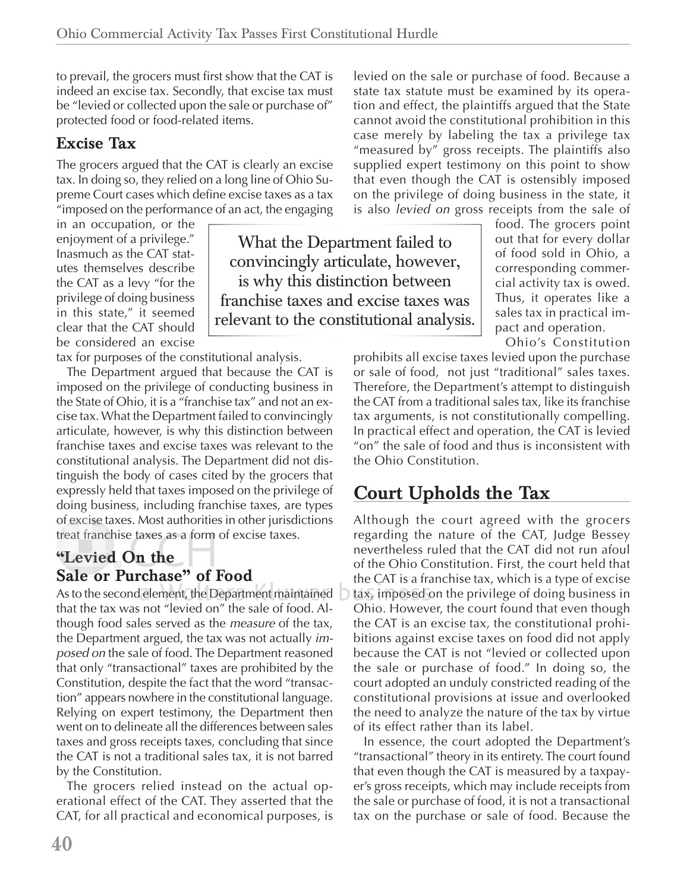to prevail, the grocers must first show that the CAT is indeed an excise tax. Secondly, that excise tax must be "levied or collected upon the sale or purchase of" protected food or food-related items.

### Excise Tax

The grocers argued that the CAT is clearly an excise tax. In doing so, they relied on a long line of Ohio Supreme Court cases which define excise taxes as a tax "imposed on the performance of an act, the engaging in an occupation, or the enjoyment of a privilege." Inasmuch as the CAT statutes themselves describe the CAT as a levy "for the privilege of doing business in this state," it seemed clear that the CAT should be considered an excise tax for purposes of the constitutional analysis.

The Department argued that because the CAT is imposed on the privilege of conducting business in the State of Ohio, it is a "franchise tax" and not an excise tax. What the Department failed to convincingly articulate, however, is why this distinction between franchise taxes and excise taxes was relevant to the constitutional analysis. The Department did not distinguish the body of cases cited by the grocers that expressly held that taxes imposed on the privilege of doing business, including franchise taxes, are types of excise taxes. Most authorities in other jurisdictions treat franchise taxes as a form of excise taxes.

> What the Department failed to convincingly articulate, however, is why this distinction between franchise taxes and excise taxes was relevant to the constitutional analysis.

### "Levied On the Sale or Purchase" of Food

As to the second element, the Department maintained that the tax was not "levied on" the sale of food. Although food sales served as the *measure* of the tax, the Department argued, the tax was not actually *imposed on* the sale of food. The Department reasoned that only "transactional" taxes are prohibited by the Constitution, despite the fact that the word "transaction" appears nowhere in the constitutional language. Relying on expert testimony, the Department then went on to delineate all the differences between sales taxes and gross receipts taxes, concluding that since the CAT is not a traditional sales tax, it is not barred by the Constitution.

The grocers relied instead on the actual operational effect of the CAT. They asserted that the CAT, for all practical and economical purposes, is levied on the sale or purchase of food. Because a state tax statute must be examined by its operation and effect, the plaintiffs argued that the State cannot avoid the constitutional prohibition in this case merely by labeling the tax a privilege tax "measured by" gross receipts. The plaintiffs also supplied expert testimony on this point to show that even though the CAT is ostensibly imposed on the privilege of doing business in the state, it is also *levied on* gross receipts from the sale of food. The grocers point out that for every dollar of food sold in Ohio, a corresponding commercial activity tax is owed. Thus, it operates like a sales tax in practical impact and operation.

Ohio's Constitution prohibits all excise taxes levied upon the purchase or sale of food, not just "traditional" sales taxes. Therefore, the Department's attempt to distinguish the CAT from a traditional sales tax, like its franchise tax arguments, is not constitutionally compelling. In practical effect and operation, the CAT is levied "on" the sale of food and thus is inconsistent with the Ohio Constitution.

## Court Upholds the Tax

Although the court agreed with the grocers regarding the nature of the CAT, Judge Bessey nevertheless ruled that the CAT did not run afoul of the Ohio Constitution. First, the court held that the CAT is a franchise tax, which is a type of excise tax, imposed on the privilege of doing business in Ohio. However, the court found that even though the CAT is an excise tax, the constitutional prohibitions against excise taxes on food did not apply because the CAT is not "levied or collected upon the sale or purchase of food." In doing so, the court adopted an unduly constricted reading of the constitutional provisions at issue and overlooked the need to analyze the nature of the tax by virtue of its effect rather than its label.

In essence, the court adopted the Department's "transactional" theory in its entirety. The court found that even though the CAT is measured by a taxpayer's gross receipts, which may include receipts from the sale or purchase of food, it is not a transactional tax on the purchase or sale of food. Because the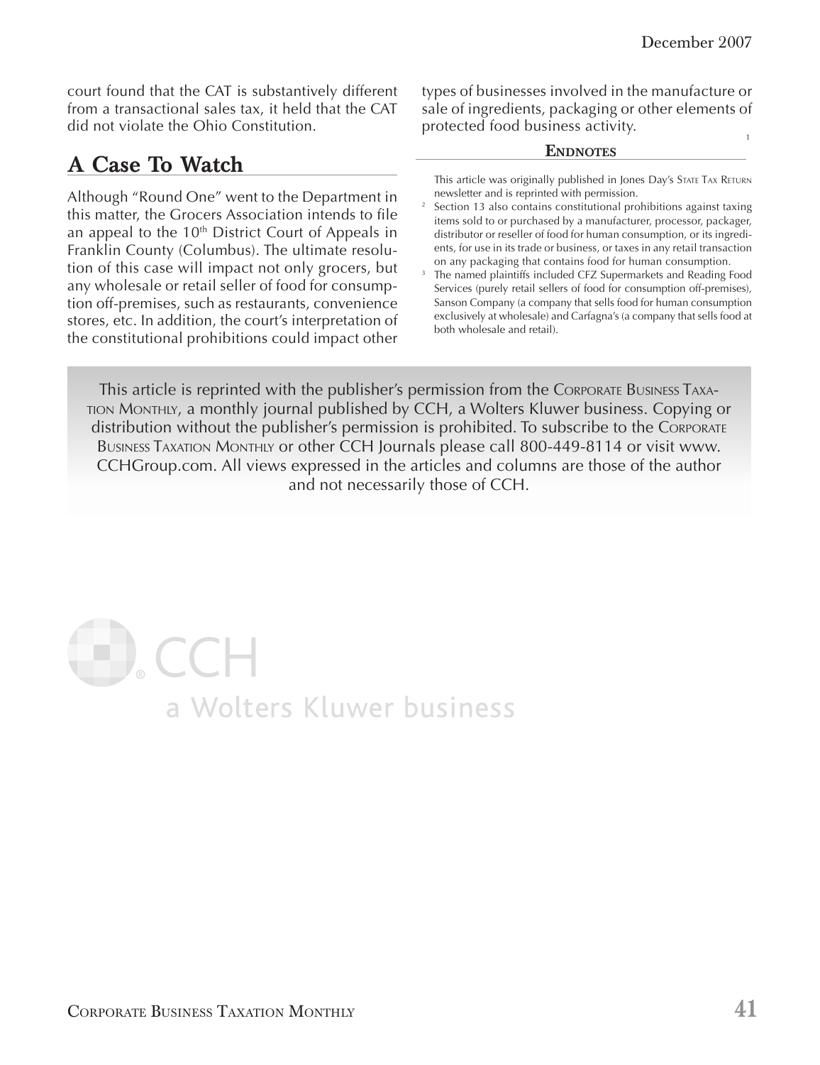court found that the CAT is substantively different from a transactional sales tax, it held that the CAT did not violate the Ohio Constitution.

## A Case To Watch

Although "Round One" went to the Department in this matter, the Grocers Association intends to file an appeal to the 10th District Court of Appeals in Franklin County (Columbus). The ultimate resolution of this case will impact not only grocers, but any wholesale or retail seller of food for consumption off-premises, such as restaurants, convenience stores, etc. In addition, the court's interpretation of the constitutional prohibitions could impact other types of businesses involved in the manufacture or sale of ingredients, packaging or other elements of protected food business activity.

### ENDNOTES

1. This article was originally published in Jones Day's STATE TAX RETURN newsletter and is reprinted with permission.
2. Section 13 also contains constitutional prohibitions against taxing items sold to or purchased by a manufacturer, processor, packager, distributor or reseller of food for human consumption, or its ingredients, for use in its trade or business, or taxes in any retail transaction on any packaging that contains food for human consumption.
3. The named plaintiffs included CFZ Supermarkets and Reading Food Services (purely retail sellers of food for consumption off-premises), Sanson Company (a company that sells food for human consumption exclusively at wholesale) and Carfagna's (a company that sells food at both wholesale and retail).

This article is reprinted with the publisher's permission from the CORPORATE BUSINESS TAXATION MONTHLY, a monthly journal published by CCH, a Wolters Kluwer business. Copying or distribution without the publisher's permission is prohibited. To subscribe to the CORPORATE BUSINESS TAXATION MONTHLY or other CCH Journals please call 800-449-8114 or visit www.CCHGroup.com. All views expressed in the articles and columns are those of the author and not necessarily those of CCH.

CCH
a Wolters Kluwer business